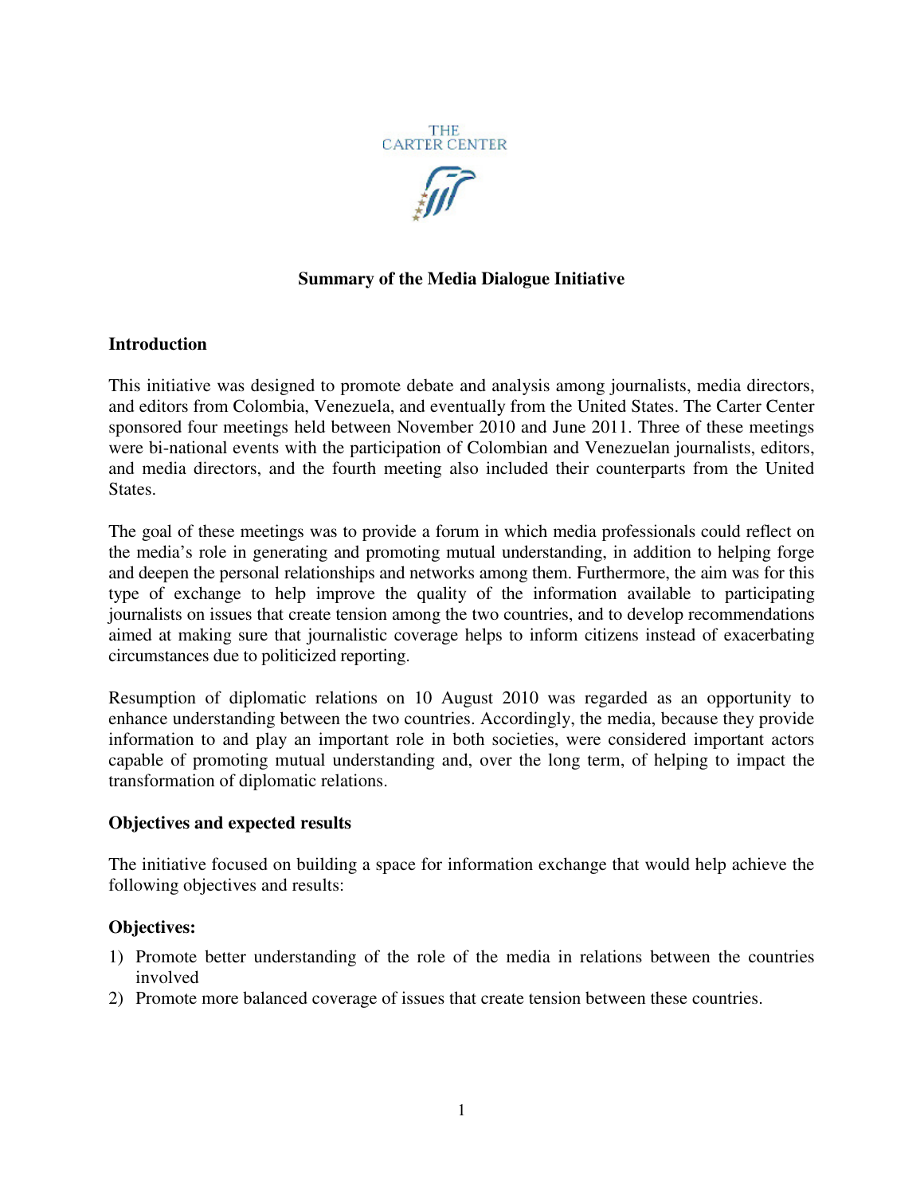THE CARTER CENTER

# Summary of the Media Dialogue Initiative

## Introduction

This initiative was designed to promote debate and analysis among journalists, media directors, and editors from Colombia, Venezuela, and eventually from the United States. The Carter Center sponsored four meetings held between November 2010 and June 2011. Three of these meetings were bi-national events with the participation of Colombian and Venezuelan journalists, editors, and media directors, and the fourth meeting also included their counterparts from the United States.

The goal of these meetings was to provide a forum in which media professionals could reflect on the media's role in generating and promoting mutual understanding, in addition to helping forge and deepen the personal relationships and networks among them. Furthermore, the aim was for this type of exchange to help improve the quality of the information available to participating journalists on issues that create tension among the two countries, and to develop recommendations aimed at making sure that journalistic coverage helps to inform citizens instead of exacerbating circumstances due to politicized reporting.

Resumption of diplomatic relations on 10 August 2010 was regarded as an opportunity to enhance understanding between the two countries. Accordingly, the media, because they provide information to and play an important role in both societies, were considered important actors capable of promoting mutual understanding and, over the long term, of helping to impact the transformation of diplomatic relations.

## Objectives and expected results

The initiative focused on building a space for information exchange that would help achieve the following objectives and results:

### Objectives:

1) Promote better understanding of the role of the media in relations between the countries involved
2) Promote more balanced coverage of issues that create tension between these countries.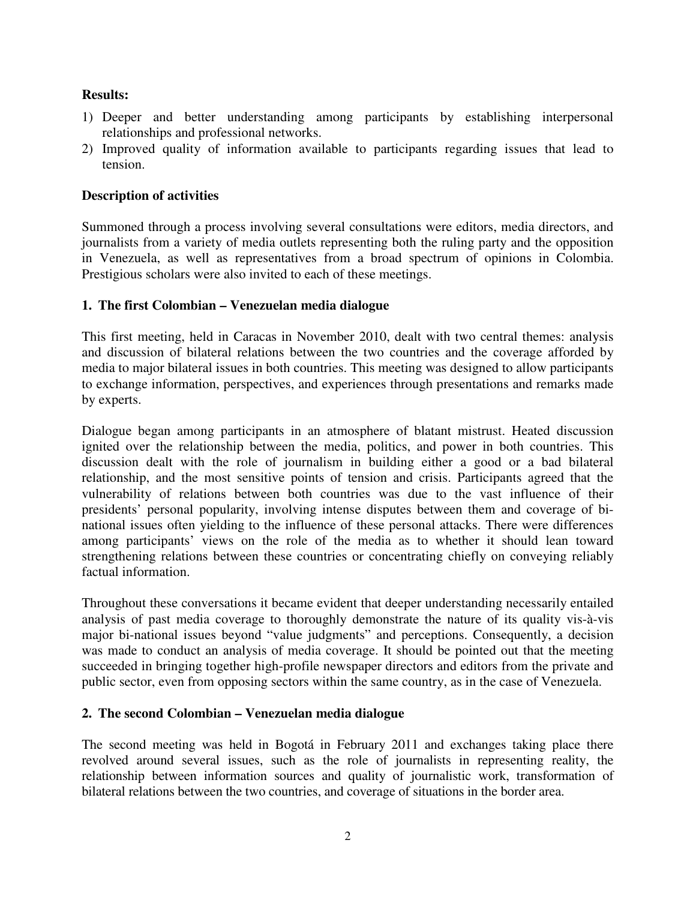**Results:**

1) Deeper and better understanding among participants by establishing interpersonal relationships and professional networks.
2) Improved quality of information available to participants regarding issues that lead to tension.

**Description of activities**

Summoned through a process involving several consultations were editors, media directors, and journalists from a variety of media outlets representing both the ruling party and the opposition in Venezuela, as well as representatives from a broad spectrum of opinions in Colombia. Prestigious scholars were also invited to each of these meetings.

**1. The first Colombian – Venezuelan media dialogue**

This first meeting, held in Caracas in November 2010, dealt with two central themes: analysis and discussion of bilateral relations between the two countries and the coverage afforded by media to major bilateral issues in both countries. This meeting was designed to allow participants to exchange information, perspectives, and experiences through presentations and remarks made by experts.

Dialogue began among participants in an atmosphere of blatant mistrust. Heated discussion ignited over the relationship between the media, politics, and power in both countries. This discussion dealt with the role of journalism in building either a good or a bad bilateral relationship, and the most sensitive points of tension and crisis. Participants agreed that the vulnerability of relations between both countries was due to the vast influence of their presidents' personal popularity, involving intense disputes between them and coverage of bi-national issues often yielding to the influence of these personal attacks. There were differences among participants' views on the role of the media as to whether it should lean toward strengthening relations between these countries or concentrating chiefly on conveying reliably factual information.

Throughout these conversations it became evident that deeper understanding necessarily entailed analysis of past media coverage to thoroughly demonstrate the nature of its quality vis-à-vis major bi-national issues beyond "value judgments" and perceptions. Consequently, a decision was made to conduct an analysis of media coverage. It should be pointed out that the meeting succeeded in bringing together high-profile newspaper directors and editors from the private and public sector, even from opposing sectors within the same country, as in the case of Venezuela.

**2. The second Colombian – Venezuelan media dialogue**

The second meeting was held in Bogotá in February 2011 and exchanges taking place there revolved around several issues, such as the role of journalists in representing reality, the relationship between information sources and quality of journalistic work, transformation of bilateral relations between the two countries, and coverage of situations in the border area.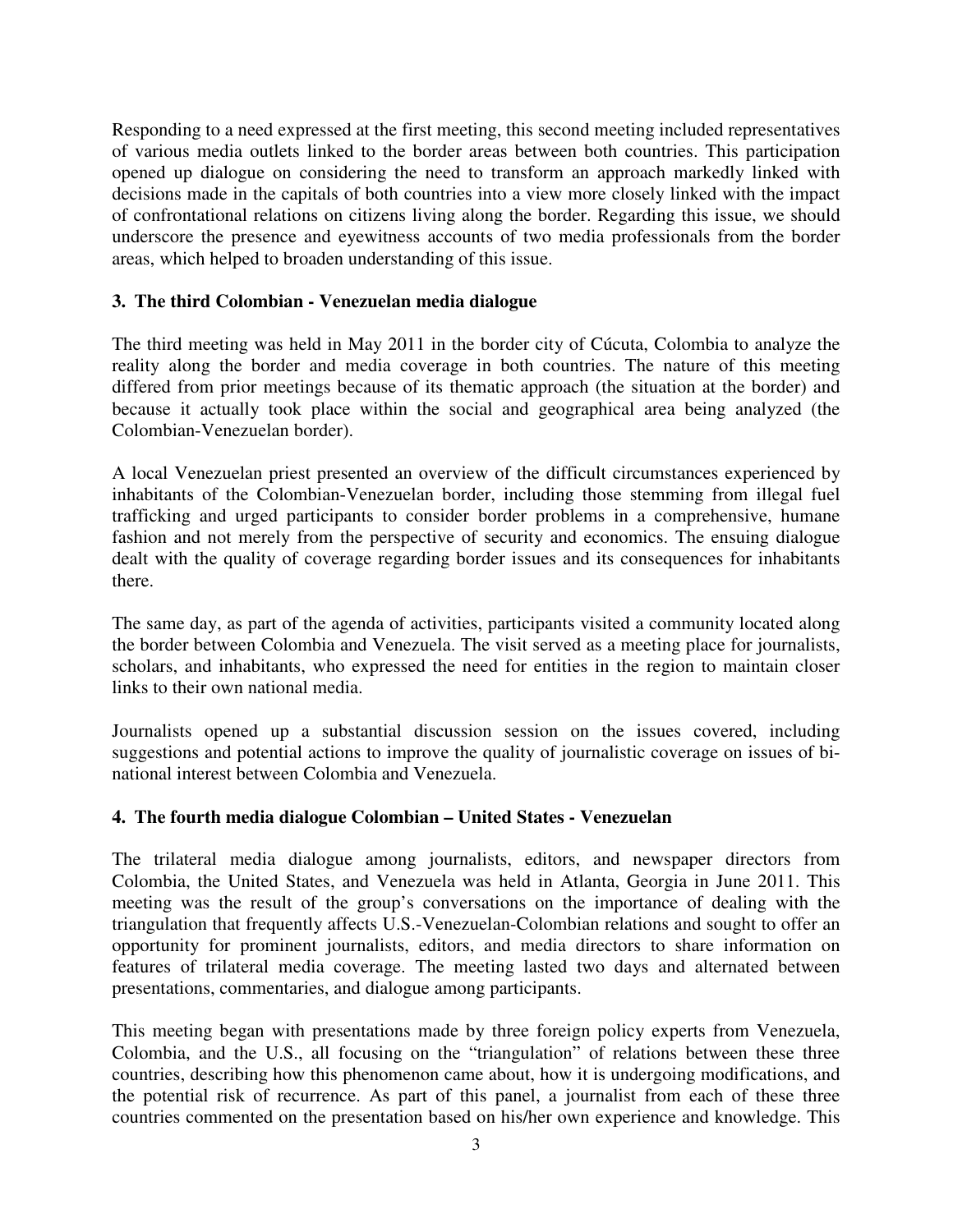Responding to a need expressed at the first meeting, this second meeting included representatives of various media outlets linked to the border areas between both countries. This participation opened up dialogue on considering the need to transform an approach markedly linked with decisions made in the capitals of both countries into a view more closely linked with the impact of confrontational relations on citizens living along the border. Regarding this issue, we should underscore the presence and eyewitness accounts of two media professionals from the border areas, which helped to broaden understanding of this issue.

### 3. The third Colombian - Venezuelan media dialogue

The third meeting was held in May 2011 in the border city of Cúcuta, Colombia to analyze the reality along the border and media coverage in both countries. The nature of this meeting differed from prior meetings because of its thematic approach (the situation at the border) and because it actually took place within the social and geographical area being analyzed (the Colombian-Venezuelan border).

A local Venezuelan priest presented an overview of the difficult circumstances experienced by inhabitants of the Colombian-Venezuelan border, including those stemming from illegal fuel trafficking and urged participants to consider border problems in a comprehensive, humane fashion and not merely from the perspective of security and economics. The ensuing dialogue dealt with the quality of coverage regarding border issues and its consequences for inhabitants there.

The same day, as part of the agenda of activities, participants visited a community located along the border between Colombia and Venezuela. The visit served as a meeting place for journalists, scholars, and inhabitants, who expressed the need for entities in the region to maintain closer links to their own national media.

Journalists opened up a substantial discussion session on the issues covered, including suggestions and potential actions to improve the quality of journalistic coverage on issues of bi-national interest between Colombia and Venezuela.

### 4. The fourth media dialogue Colombian – United States - Venezuelan

The trilateral media dialogue among journalists, editors, and newspaper directors from Colombia, the United States, and Venezuela was held in Atlanta, Georgia in June 2011. This meeting was the result of the group's conversations on the importance of dealing with the triangulation that frequently affects U.S.-Venezuelan-Colombian relations and sought to offer an opportunity for prominent journalists, editors, and media directors to share information on features of trilateral media coverage. The meeting lasted two days and alternated between presentations, commentaries, and dialogue among participants.

This meeting began with presentations made by three foreign policy experts from Venezuela, Colombia, and the U.S., all focusing on the "triangulation" of relations between these three countries, describing how this phenomenon came about, how it is undergoing modifications, and the potential risk of recurrence. As part of this panel, a journalist from each of these three countries commented on the presentation based on his/her own experience and knowledge. This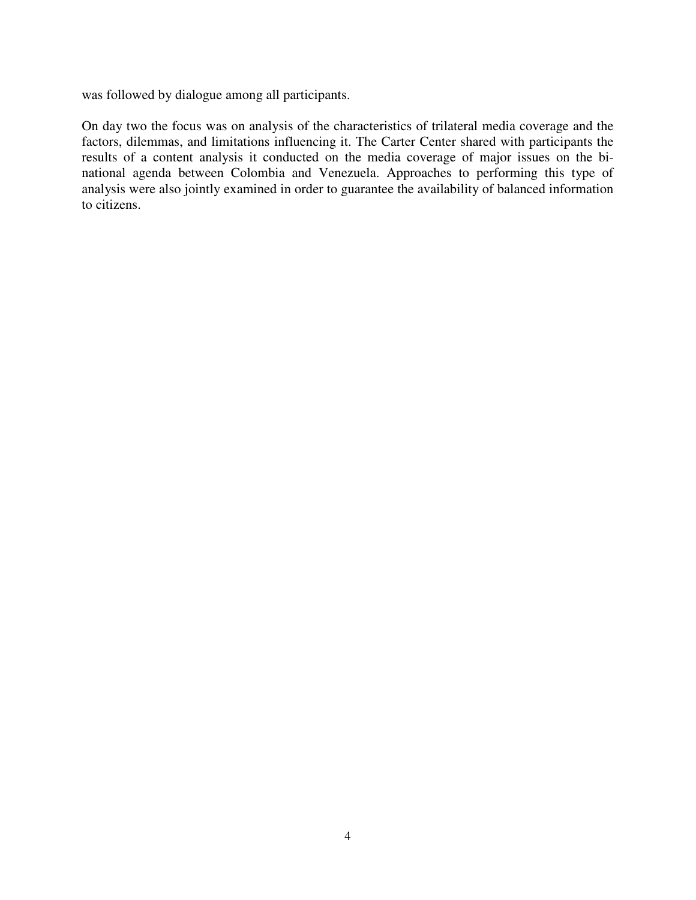was followed by dialogue among all participants.

On day two the focus was on analysis of the characteristics of trilateral media coverage and the factors, dilemmas, and limitations influencing it. The Carter Center shared with participants the results of a content analysis it conducted on the media coverage of major issues on the bi-national agenda between Colombia and Venezuela. Approaches to performing this type of analysis were also jointly examined in order to guarantee the availability of balanced information to citizens.